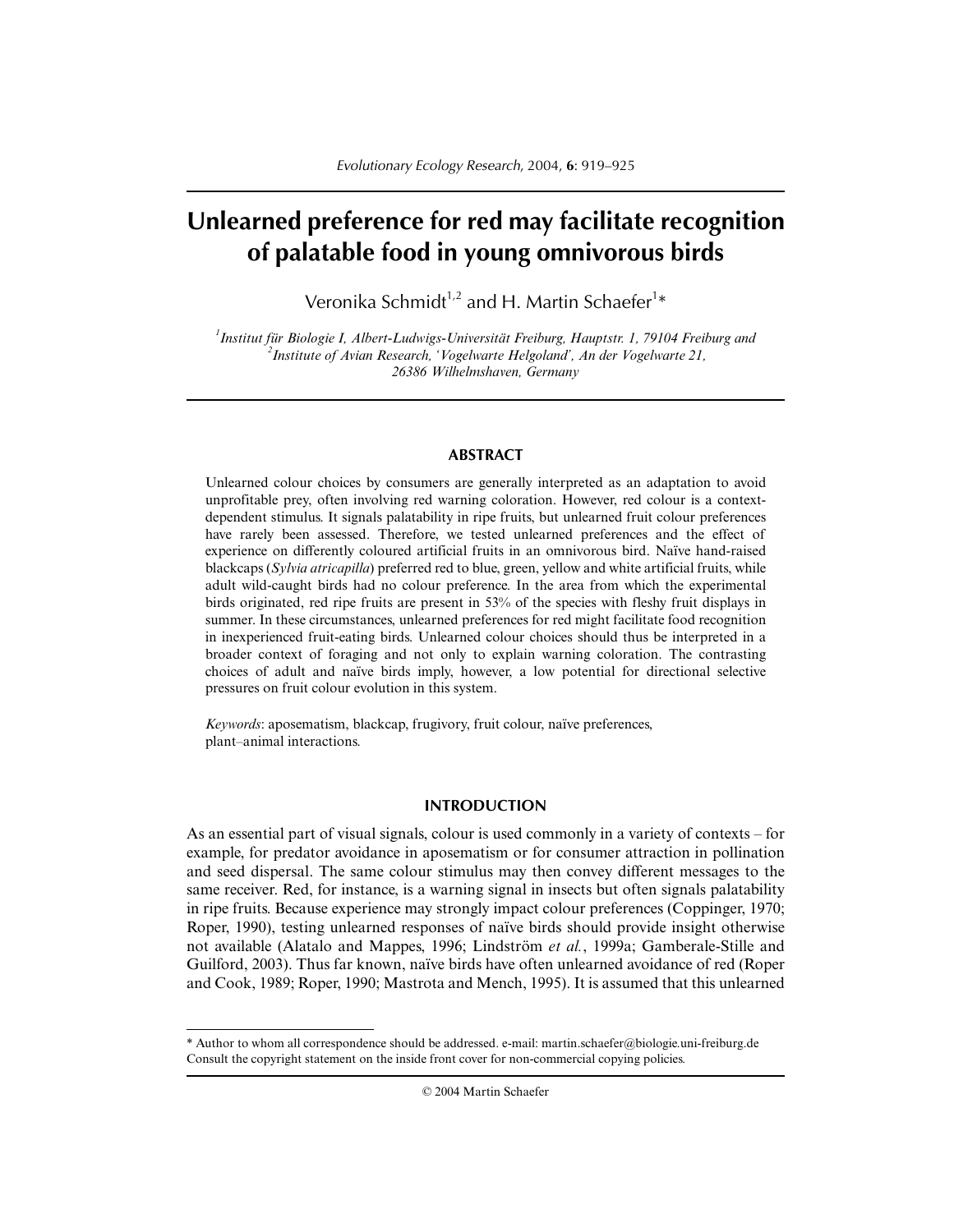# Unlearned preference for red may facilitate recognition of palatable food in young omnivorous birds

Veronika Schmidt[1,2] and H. Martin Schaefer[1]*

[1] *Institut für Biologie I, Albert-Ludwigs-Universität Freiburg, Hauptstr. 1, 79104 Freiburg and*
[2] *Institute of Avian Research, 'Vogelwarte Helgoland', An der Vogelwarte 21, 26386 Wilhelmshaven, Germany*

## ABSTRACT

Unlearned colour choices by consumers are generally interpreted as an adaptation to avoid unprofitable prey, often involving red warning coloration. However, red colour is a context-dependent stimulus. It signals palatability in ripe fruits, but unlearned fruit colour preferences have rarely been assessed. Therefore, we tested unlearned preferences and the effect of experience on differently coloured artificial fruits in an omnivorous bird. Naïve hand-raised blackcaps (*Sylvia atricapilla*) preferred red to blue, green, yellow and white artificial fruits, while adult wild-caught birds had no colour preference. In the area from which the experimental birds originated, red ripe fruits are present in 53% of the species with fleshy fruit displays in summer. In these circumstances, unlearned preferences for red might facilitate food recognition in inexperienced fruit-eating birds. Unlearned colour choices should thus be interpreted in a broader context of foraging and not only to explain warning coloration. The contrasting choices of adult and naïve birds imply, however, a low potential for directional selective pressures on fruit colour evolution in this system.

*Keywords*: aposematism, blackcap, frugivory, fruit colour, naïve preferences, plant–animal interactions.

## INTRODUCTION

As an essential part of visual signals, colour is used commonly in a variety of contexts – for example, for predator avoidance in aposematism or for consumer attraction in pollination and seed dispersal. The same colour stimulus may then convey different messages to the same receiver. Red, for instance, is a warning signal in insects but often signals palatability in ripe fruits. Because experience may strongly impact colour preferences (Coppinger, 1970; Roper, 1990), testing unlearned responses of naïve birds should provide insight otherwise not available (Alatalo and Mappes, 1996; Lindström *et al.*, 1999a; Gamberale-Stille and Guilford, 2003). Thus far known, naïve birds have often unlearned avoidance of red (Roper and Cook, 1989; Roper, 1990; Mastrota and Mench, 1995). It is assumed that this unlearned

* Author to whom all correspondence should be addressed. e-mail: martin.schaefer@biologie.uni-freiburg.de
Consult the copyright statement on the inside front cover for non-commercial copying policies.

© 2004 Martin Schaefer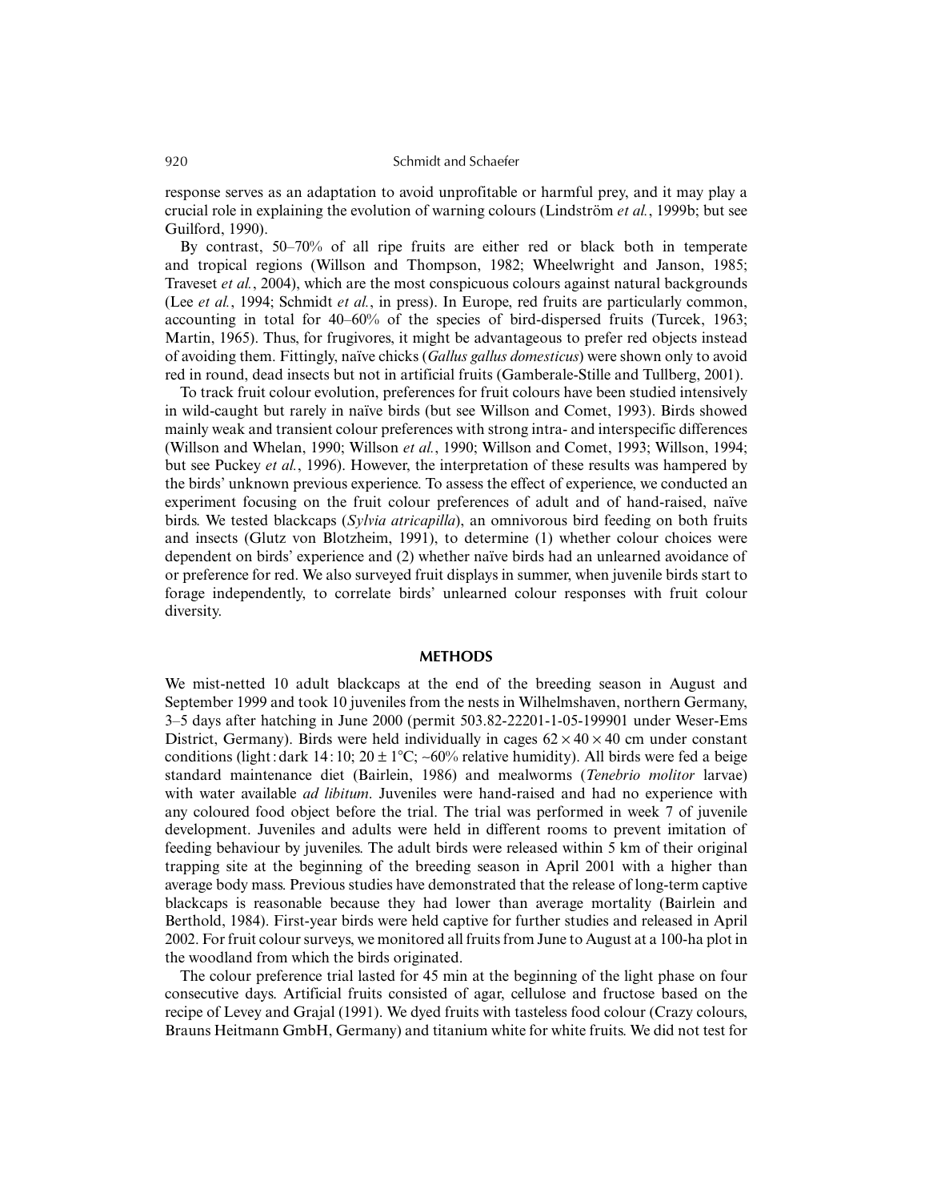response serves as an adaptation to avoid unprofitable or harmful prey, and it may play a crucial role in explaining the evolution of warning colours (Lindström *et al.*, 1999b; but see Guilford, 1990).

By contrast, 50–70% of all ripe fruits are either red or black both in temperate and tropical regions (Willson and Thompson, 1982; Wheelwright and Janson, 1985; Traveset *et al.*, 2004), which are the most conspicuous colours against natural backgrounds (Lee *et al.*, 1994; Schmidt *et al.*, in press). In Europe, red fruits are particularly common, accounting in total for 40–60% of the species of bird-dispersed fruits (Turcek, 1963; Martin, 1965). Thus, for frugivores, it might be advantageous to prefer red objects instead of avoiding them. Fittingly, naïve chicks (*Gallus gallus domesticus*) were shown only to avoid red in round, dead insects but not in artificial fruits (Gamberale-Stille and Tullberg, 2001).

To track fruit colour evolution, preferences for fruit colours have been studied intensively in wild-caught but rarely in naïve birds (but see Willson and Comet, 1993). Birds showed mainly weak and transient colour preferences with strong intra- and interspecific differences (Willson and Whelan, 1990; Willson *et al.*, 1990; Willson and Comet, 1993; Willson, 1994; but see Puckey *et al.*, 1996). However, the interpretation of these results was hampered by the birds' unknown previous experience. To assess the effect of experience, we conducted an experiment focusing on the fruit colour preferences of adult and of hand-raised, naïve birds. We tested blackcaps (*Sylvia atricapilla*), an omnivorous bird feeding on both fruits and insects (Glutz von Blotzheim, 1991), to determine (1) whether colour choices were dependent on birds' experience and (2) whether naïve birds had an unlearned avoidance of or preference for red. We also surveyed fruit displays in summer, when juvenile birds start to forage independently, to correlate birds' unlearned colour responses with fruit colour diversity.

## METHODS

We mist-netted 10 adult blackcaps at the end of the breeding season in August and September 1999 and took 10 juveniles from the nests in Wilhelmshaven, northern Germany, 3–5 days after hatching in June 2000 (permit 503.82-22201-1-05-199901 under Weser-Ems District, Germany). Birds were held individually in cages $62 \times 40 \times 40$ cm under constant conditions (light : dark 14 : 10; $20 \pm 1$°C; ~60% relative humidity). All birds were fed a beige standard maintenance diet (Bairlein, 1986) and mealworms (*Tenebrio molitor* larvae) with water available *ad libitum*. Juveniles were hand-raised and had no experience with any coloured food object before the trial. The trial was performed in week 7 of juvenile development. Juveniles and adults were held in different rooms to prevent imitation of feeding behaviour by juveniles. The adult birds were released within 5 km of their original trapping site at the beginning of the breeding season in April 2001 with a higher than average body mass. Previous studies have demonstrated that the release of long-term captive blackcaps is reasonable because they had lower than average mortality (Bairlein and Berthold, 1984). First-year birds were held captive for further studies and released in April 2002. For fruit colour surveys, we monitored all fruits from June to August at a 100-ha plot in the woodland from which the birds originated.

The colour preference trial lasted for 45 min at the beginning of the light phase on four consecutive days. Artificial fruits consisted of agar, cellulose and fructose based on the recipe of Levey and Grajal (1991). We dyed fruits with tasteless food colour (Crazy colours, Brauns Heitmann GmbH, Germany) and titanium white for white fruits. We did not test for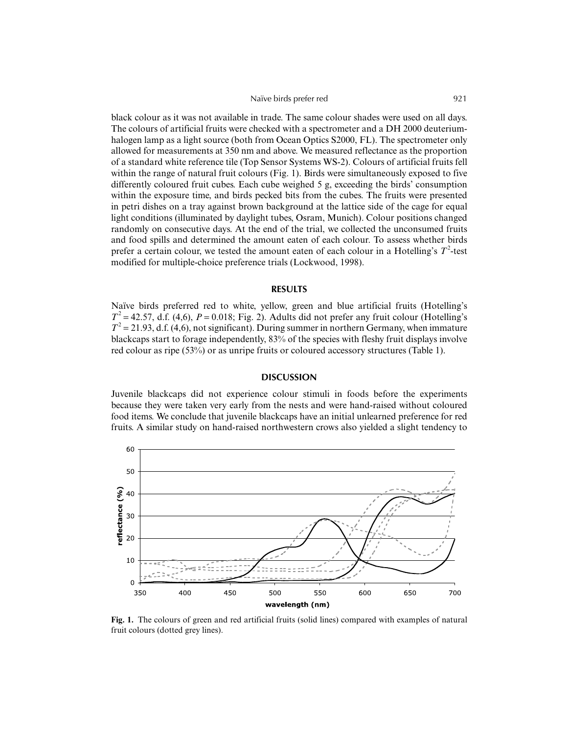black colour as it was not available in trade. The same colour shades were used on all days. The colours of artificial fruits were checked with a spectrometer and a DH 2000 deuterium-halogen lamp as a light source (both from Ocean Optics S2000, FL). The spectrometer only allowed for measurements at 350 nm and above. We measured reflectance as the proportion of a standard white reference tile (Top Sensor Systems WS-2). Colours of artificial fruits fell within the range of natural fruit colours (Fig. 1). Birds were simultaneously exposed to five differently coloured fruit cubes. Each cube weighed 5 g, exceeding the birds' consumption within the exposure time, and birds pecked bits from the cubes. The fruits were presented in petri dishes on a tray against brown background at the lattice side of the cage for equal light conditions (illuminated by daylight tubes, Osram, Munich). Colour positions changed randomly on consecutive days. At the end of the trial, we collected the unconsumed fruits and food spills and determined the amount eaten of each colour. To assess whether birds prefer a certain colour, we tested the amount eaten of each colour in a Hotelling's $T^2$-test modified for multiple-choice preference trials (Lockwood, 1998).

## RESULTS

Naïve birds preferred red to white, yellow, green and blue artificial fruits (Hotelling's $T^2 = 42.57$, d.f. (4,6), $P = 0.018$; Fig. 2). Adults did not prefer any fruit colour (Hotelling's $T^2 = 21.93$, d.f. (4,6), not significant). During summer in northern Germany, when immature blackcaps start to forage independently, 83% of the species with fleshy fruit displays involve red colour as ripe (53%) or as unripe fruits or coloured accessory structures (Table 1).

## DISCUSSION

Juvenile blackcaps did not experience colour stimuli in foods before the experiments because they were taken very early from the nests and were hand-raised without coloured food items. We conclude that juvenile blackcaps have an initial unlearned preference for red fruits. A similar study on hand-raised northwestern crows also yielded a slight tendency to

**Fig. 1.** The colours of green and red artificial fruits (solid lines) compared with examples of natural fruit colours (dotted grey lines).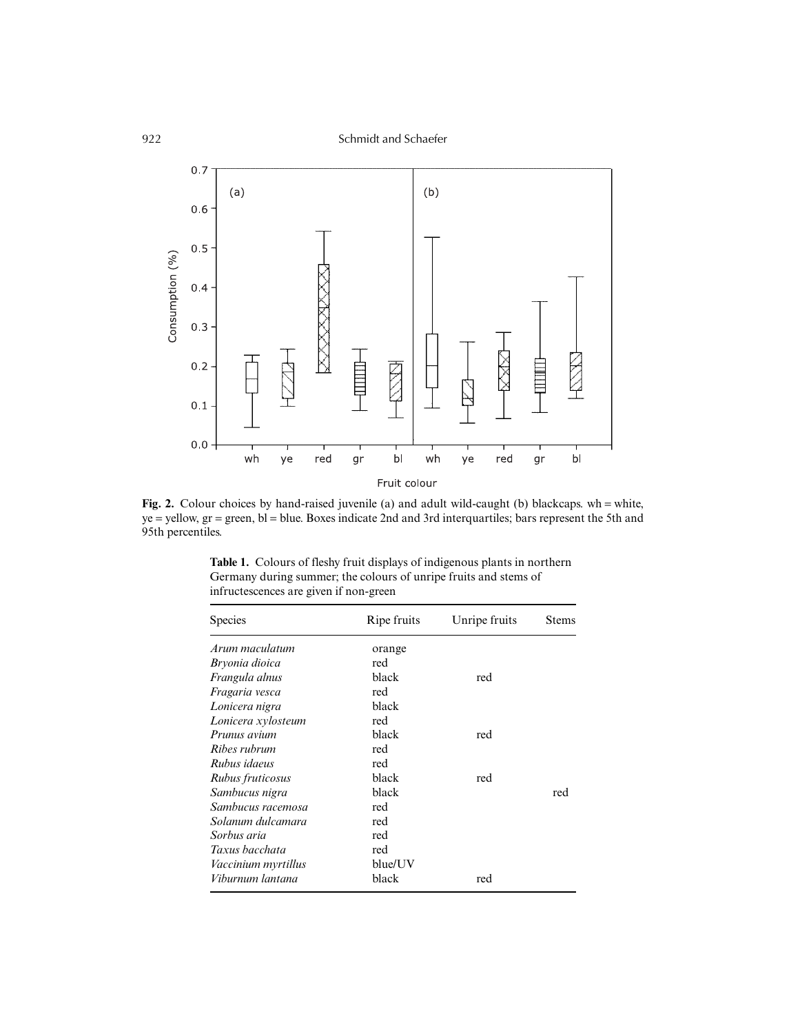**Fig. 2.** Colour choices by hand-raised juvenile (a) and adult wild-caught (b) blackcaps. wh = white, ye = yellow, gr = green, bl = blue. Boxes indicate 2nd and 3rd interquartiles; bars represent the 5th and 95th percentiles.

**Table 1.** Colours of fleshy fruit displays of indigenous plants in northern Germany during summer; the colours of unripe fruits and stems of infructescences are given if non-green

| Species | Ripe fruits | Unripe fruits | Stems |
|---|---|---|---|
| *Arum maculatum* | orange | | |
| *Bryonia dioica* | red | | |
| *Frangula alnus* | black | red | |
| *Fragaria vesca* | red | | |
| *Lonicera nigra* | black | | |
| *Lonicera xylosteum* | red | | |
| *Prunus avium* | black | red | |
| *Ribes rubrum* | red | | |
| *Rubus idaeus* | red | | |
| *Rubus fruticosus* | black | red | |
| *Sambucus nigra* | black | | red |
| *Sambucus racemosa* | red | | |
| *Solanum dulcamara* | red | | |
| *Sorbus aria* | red | | |
| *Taxus bacchata* | red | | |
| *Vaccinium myrtillus* | blue/UV | | |
| *Viburnum lantana* | black | red | |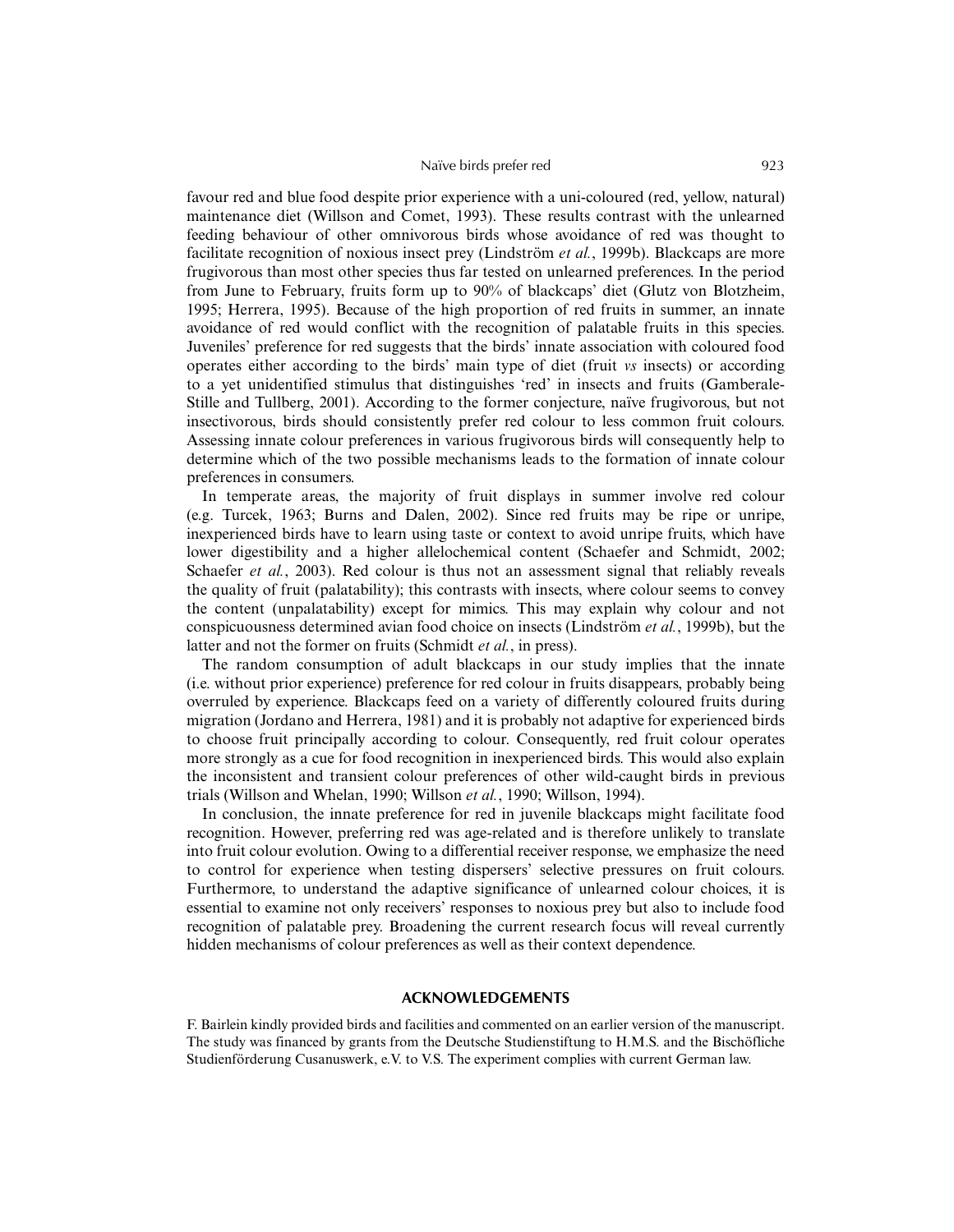favour red and blue food despite prior experience with a uni-coloured (red, yellow, natural) maintenance diet (Willson and Comet, 1993). These results contrast with the unlearned feeding behaviour of other omnivorous birds whose avoidance of red was thought to facilitate recognition of noxious insect prey (Lindström *et al.*, 1999b). Blackcaps are more frugivorous than most other species thus far tested on unlearned preferences. In the period from June to February, fruits form up to 90% of blackcaps' diet (Glutz von Blotzheim, 1995; Herrera, 1995). Because of the high proportion of red fruits in summer, an innate avoidance of red would conflict with the recognition of palatable fruits in this species. Juveniles' preference for red suggests that the birds' innate association with coloured food operates either according to the birds' main type of diet (fruit *vs* insects) or according to a yet unidentified stimulus that distinguishes 'red' in insects and fruits (Gamberale-Stille and Tullberg, 2001). According to the former conjecture, naïve frugivorous, but not insectivorous, birds should consistently prefer red colour to less common fruit colours. Assessing innate colour preferences in various frugivorous birds will consequently help to determine which of the two possible mechanisms leads to the formation of innate colour preferences in consumers.

In temperate areas, the majority of fruit displays in summer involve red colour (e.g. Turcek, 1963; Burns and Dalen, 2002). Since red fruits may be ripe or unripe, inexperienced birds have to learn using taste or context to avoid unripe fruits, which have lower digestibility and a higher allelochemical content (Schaefer and Schmidt, 2002; Schaefer *et al.*, 2003). Red colour is thus not an assessment signal that reliably reveals the quality of fruit (palatability); this contrasts with insects, where colour seems to convey the content (unpalatability) except for mimics. This may explain why colour and not conspicuousness determined avian food choice on insects (Lindström *et al.*, 1999b), but the latter and not the former on fruits (Schmidt *et al.*, in press).

The random consumption of adult blackcaps in our study implies that the innate (i.e. without prior experience) preference for red colour in fruits disappears, probably being overruled by experience. Blackcaps feed on a variety of differently coloured fruits during migration (Jordano and Herrera, 1981) and it is probably not adaptive for experienced birds to choose fruit principally according to colour. Consequently, red fruit colour operates more strongly as a cue for food recognition in inexperienced birds. This would also explain the inconsistent and transient colour preferences of other wild-caught birds in previous trials (Willson and Whelan, 1990; Willson *et al.*, 1990; Willson, 1994).

In conclusion, the innate preference for red in juvenile blackcaps might facilitate food recognition. However, preferring red was age-related and is therefore unlikely to translate into fruit colour evolution. Owing to a differential receiver response, we emphasize the need to control for experience when testing dispersers' selective pressures on fruit colours. Furthermore, to understand the adaptive significance of unlearned colour choices, it is essential to examine not only receivers' responses to noxious prey but also to include food recognition of palatable prey. Broadening the current research focus will reveal currently hidden mechanisms of colour preferences as well as their context dependence.

## ACKNOWLEDGEMENTS

F. Bairlein kindly provided birds and facilities and commented on an earlier version of the manuscript. The study was financed by grants from the Deutsche Studienstiftung to H.M.S. and the Bischöfliche Studienförderung Cusanuswerk, e.V. to V.S. The experiment complies with current German law.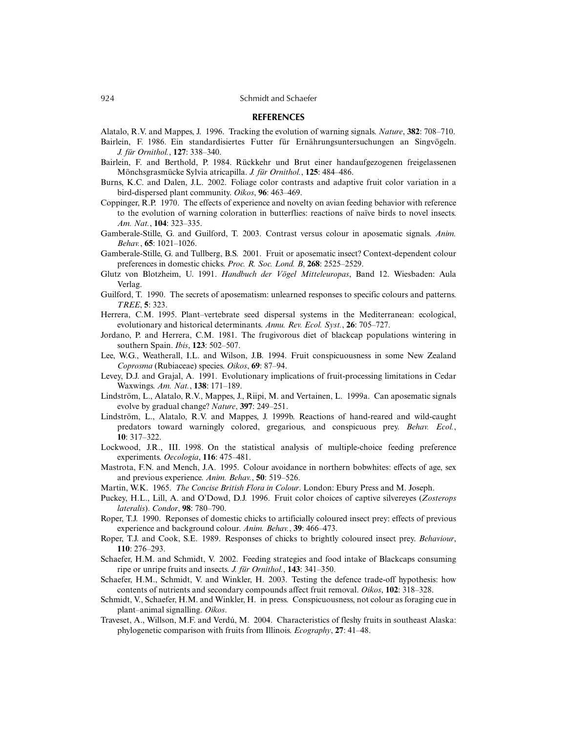## REFERENCES

Alatalo, R.V. and Mappes, J. 1996. Tracking the evolution of warning signals. *Nature*, **382**: 708–710.

Bairlein, F. 1986. Ein standardisiertes Futter für Ernährungsuntersuchungen an Singvögeln. *J. für Ornithol.*, **127**: 338–340.

Bairlein, F. and Berthold, P. 1984. Rückkehr und Brut einer handaufgezogenen freigelassenen Mönchsgrasmücke Sylvia atricapilla. *J. für Ornithol.*, **125**: 484–486.

Burns, K.C. and Dalen, J.L. 2002. Foliage color contrasts and adaptive fruit color variation in a bird-dispersed plant community. *Oikos*, **96**: 463–469.

Coppinger, R.P. 1970. The effects of experience and novelty on avian feeding behavior with reference to the evolution of warning coloration in butterflies: reactions of naïve birds to novel insects. *Am. Nat.*, **104**: 323–335.

Gamberale-Stille, G. and Guilford, T. 2003. Contrast versus colour in aposematic signals. *Anim. Behav.*, **65**: 1021–1026.

Gamberale-Stille, G. and Tullberg, B.S. 2001. Fruit or aposematic insect? Context-dependent colour preferences in domestic chicks. *Proc. R. Soc. Lond. B*, **268**: 2525–2529.

Glutz von Blotzheim, U. 1991. *Handbuch der Vögel Mitteleuropas*, Band 12. Wiesbaden: Aula Verlag.

Guilford, T. 1990. The secrets of aposematism: unlearned responses to specific colours and patterns. *TREE*, **5**: 323.

Herrera, C.M. 1995. Plant–vertebrate seed dispersal systems in the Mediterranean: ecological, evolutionary and historical determinants. *Annu. Rev. Ecol. Syst.*, **26**: 705–727.

Jordano, P. and Herrera, C.M. 1981. The frugivorous diet of blackcap populations wintering in southern Spain. *Ibis*, **123**: 502–507.

Lee, W.G., Weatherall, I.L. and Wilson, J.B. 1994. Fruit conspicuousness in some New Zealand *Coprosma* (Rubiaceae) species. *Oikos*, **69**: 87–94.

Levey, D.J. and Grajal, A. 1991. Evolutionary implications of fruit-processing limitations in Cedar Waxwings. *Am. Nat.*, **138**: 171–189.

Lindström, L., Alatalo, R.V., Mappes, J., Riipi, M. and Vertainen, L. 1999a. Can aposematic signals evolve by gradual change? *Nature*, **397**: 249–251.

Lindström, L., Alatalo, R.V. and Mappes, J. 1999b. Reactions of hand-reared and wild-caught predators toward warningly colored, gregarious, and conspicuous prey. *Behav. Ecol.*, **10**: 317–322.

Lockwood, J.R., III. 1998. On the statistical analysis of multiple-choice feeding preference experiments. *Oecologia*, **116**: 475–481.

Mastrota, F.N. and Mench, J.A. 1995. Colour avoidance in northern bobwhites: effects of age, sex and previous experience. *Anim. Behav.*, **50**: 519–526.

Martin, W.K. 1965. *The Concise British Flora in Colour*. London: Ebury Press and M. Joseph.

Puckey, H.L., Lill, A. and O'Dowd, D.J. 1996. Fruit color choices of captive silvereyes (*Zosterops lateralis*). *Condor*, **98**: 780–790.

Roper, T.J. 1990. Reponses of domestic chicks to artificially coloured insect prey: effects of previous experience and background colour. *Anim. Behav.*, **39**: 466–473.

Roper, T.J. and Cook, S.E. 1989. Responses of chicks to brightly coloured insect prey. *Behaviour*, **110**: 276–293.

Schaefer, H.M. and Schmidt, V. 2002. Feeding strategies and food intake of Blackcaps consuming ripe or unripe fruits and insects. *J. für Ornithol.*, **143**: 341–350.

Schaefer, H.M., Schmidt, V. and Winkler, H. 2003. Testing the defence trade-off hypothesis: how contents of nutrients and secondary compounds affect fruit removal. *Oikos*, **102**: 318–328.

Schmidt, V., Schaefer, H.M. and Winkler, H. in press. Conspicuousness, not colour as foraging cue in plant–animal signalling. *Oikos*.

Traveset, A., Willson, M.F. and Verdú, M. 2004. Characteristics of fleshy fruits in southeast Alaska: phylogenetic comparison with fruits from Illinois. *Ecography*, **27**: 41–48.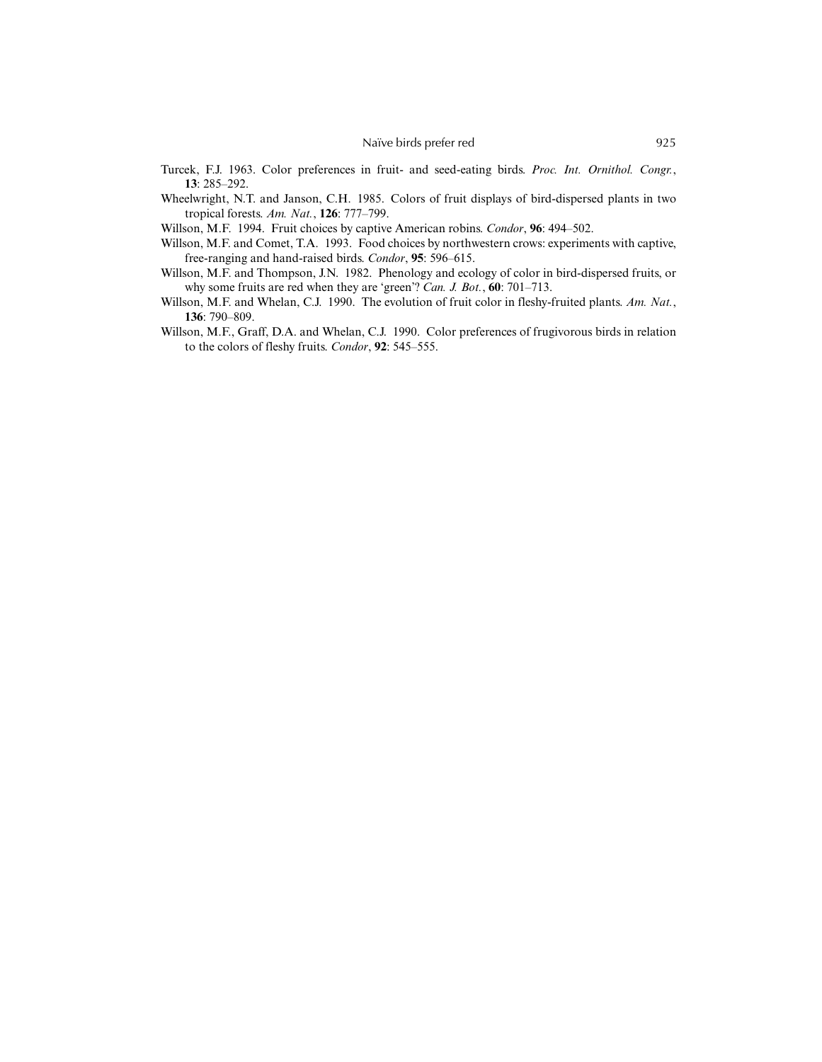Turcek, F.J. 1963. Color preferences in fruit- and seed-eating birds. *Proc. Int. Ornithol. Congr.*, **13**: 285–292.

Wheelwright, N.T. and Janson, C.H. 1985. Colors of fruit displays of bird-dispersed plants in two tropical forests. *Am. Nat.*, **126**: 777–799.

Willson, M.F. 1994. Fruit choices by captive American robins. *Condor*, **96**: 494–502.

Willson, M.F. and Comet, T.A. 1993. Food choices by northwestern crows: experiments with captive, free-ranging and hand-raised birds. *Condor*, **95**: 596–615.

Willson, M.F. and Thompson, J.N. 1982. Phenology and ecology of color in bird-dispersed fruits, or why some fruits are red when they are 'green'? *Can. J. Bot.*, **60**: 701–713.

Willson, M.F. and Whelan, C.J. 1990. The evolution of fruit color in fleshy-fruited plants. *Am. Nat.*, **136**: 790–809.

Willson, M.F., Graff, D.A. and Whelan, C.J. 1990. Color preferences of frugivorous birds in relation to the colors of fleshy fruits. *Condor*, **92**: 545–555.